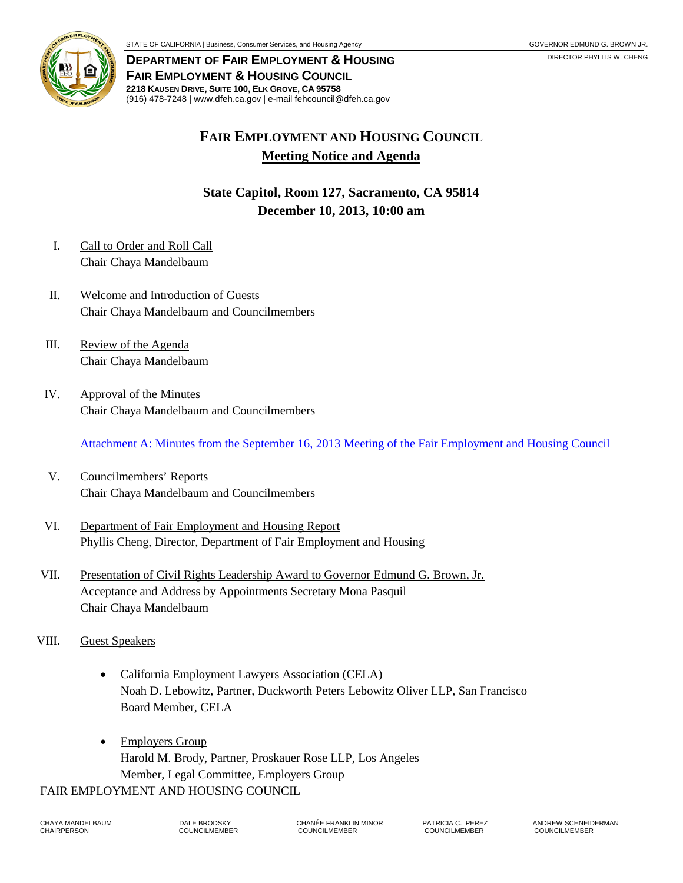STATE OF CALIFORNIA | Business, Consumer Services, and Housing Agency

GOVERNOR EDMUND G. BROWN JR.

DIRECTOR PHYLLIS W. CHENG

**DEPARTMENT OF FAIR EMPLOYMENT & HOUSING**
**FAIR EMPLOYMENT & HOUSING COUNCIL**
**2218 KAUSEN DRIVE, SUITE 100, ELK GROVE, CA 95758**
(916) 478-7248 | www.dfeh.ca.gov | e-mail fehcouncil@dfeh.ca.gov

# FAIR EMPLOYMENT AND HOUSING COUNCIL

## Meeting Notice and Agenda

### State Capitol, Room 127, Sacramento, CA 95814
### December 10, 2013, 10:00 am

I. Call to Order and Roll Call
Chair Chaya Mandelbaum

II. Welcome and Introduction of Guests
Chair Chaya Mandelbaum and Councilmembers

III. Review of the Agenda
Chair Chaya Mandelbaum

IV. Approval of the Minutes
Chair Chaya Mandelbaum and Councilmembers

Attachment A: Minutes from the September 16, 2013 Meeting of the Fair Employment and Housing Council

V. Councilmembers' Reports
Chair Chaya Mandelbaum and Councilmembers

VI. Department of Fair Employment and Housing Report
Phyllis Cheng, Director, Department of Fair Employment and Housing

VII. Presentation of Civil Rights Leadership Award to Governor Edmund G. Brown, Jr.
Acceptance and Address by Appointments Secretary Mona Pasquil
Chair Chaya Mandelbaum

VIII. Guest Speakers

- California Employment Lawyers Association (CELA)
  Noah D. Lebowitz, Partner, Duckworth Peters Lebowitz Oliver LLP, San Francisco
  Board Member, CELA

- Employers Group
  Harold M. Brody, Partner, Proskauer Rose LLP, Los Angeles
  Member, Legal Committee, Employers Group

FAIR EMPLOYMENT AND HOUSING COUNCIL

CHAYA MANDELBAUM, CHAIRPERSON | DALE BRODSKY, COUNCILMEMBER | CHANÉE FRANKLIN MINOR, COUNCILMEMBER | PATRICIA C. PEREZ, COUNCILMEMBER | ANDREW SCHNEIDERMAN, COUNCILMEMBER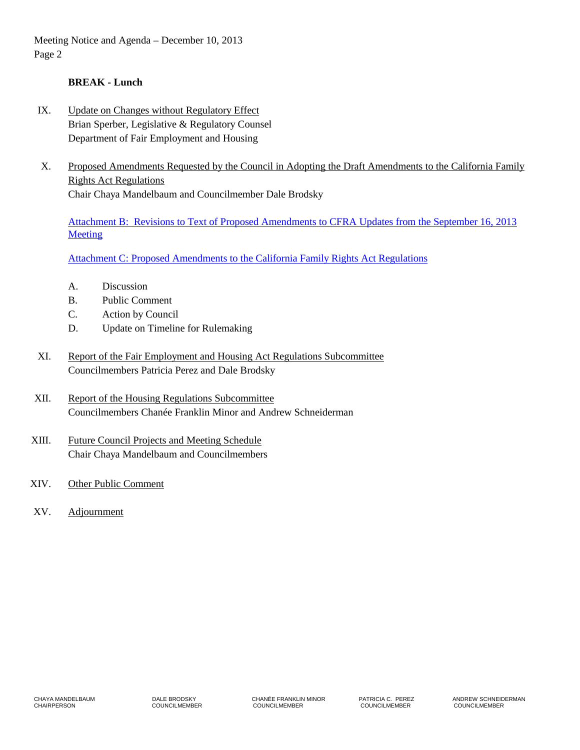**BREAK - Lunch**

IX. Update on Changes without Regulatory Effect
Brian Sperber, Legislative & Regulatory Counsel
Department of Fair Employment and Housing

X. Proposed Amendments Requested by the Council in Adopting the Draft Amendments to the California Family Rights Act Regulations
Chair Chaya Mandelbaum and Councilmember Dale Brodsky

Attachment B: Revisions to Text of Proposed Amendments to CFRA Updates from the September 16, 2013 Meeting

Attachment C: Proposed Amendments to the California Family Rights Act Regulations

A. Discussion
B. Public Comment
C. Action by Council
D. Update on Timeline for Rulemaking

XI. Report of the Fair Employment and Housing Act Regulations Subcommittee
Councilmembers Patricia Perez and Dale Brodsky

XII. Report of the Housing Regulations Subcommittee
Councilmembers Chanée Franklin Minor and Andrew Schneiderman

XIII. Future Council Projects and Meeting Schedule
Chair Chaya Mandelbaum and Councilmembers

XIV. Other Public Comment

XV. Adjournment

CHAYA MANDELBAUM CHAIRPERSON | DALE BRODSKY COUNCILMEMBER | CHANÉE FRANKLIN MINOR COUNCILMEMBER | PATRICIA C. PEREZ COUNCILMEMBER | ANDREW SCHNEIDERMAN COUNCILMEMBER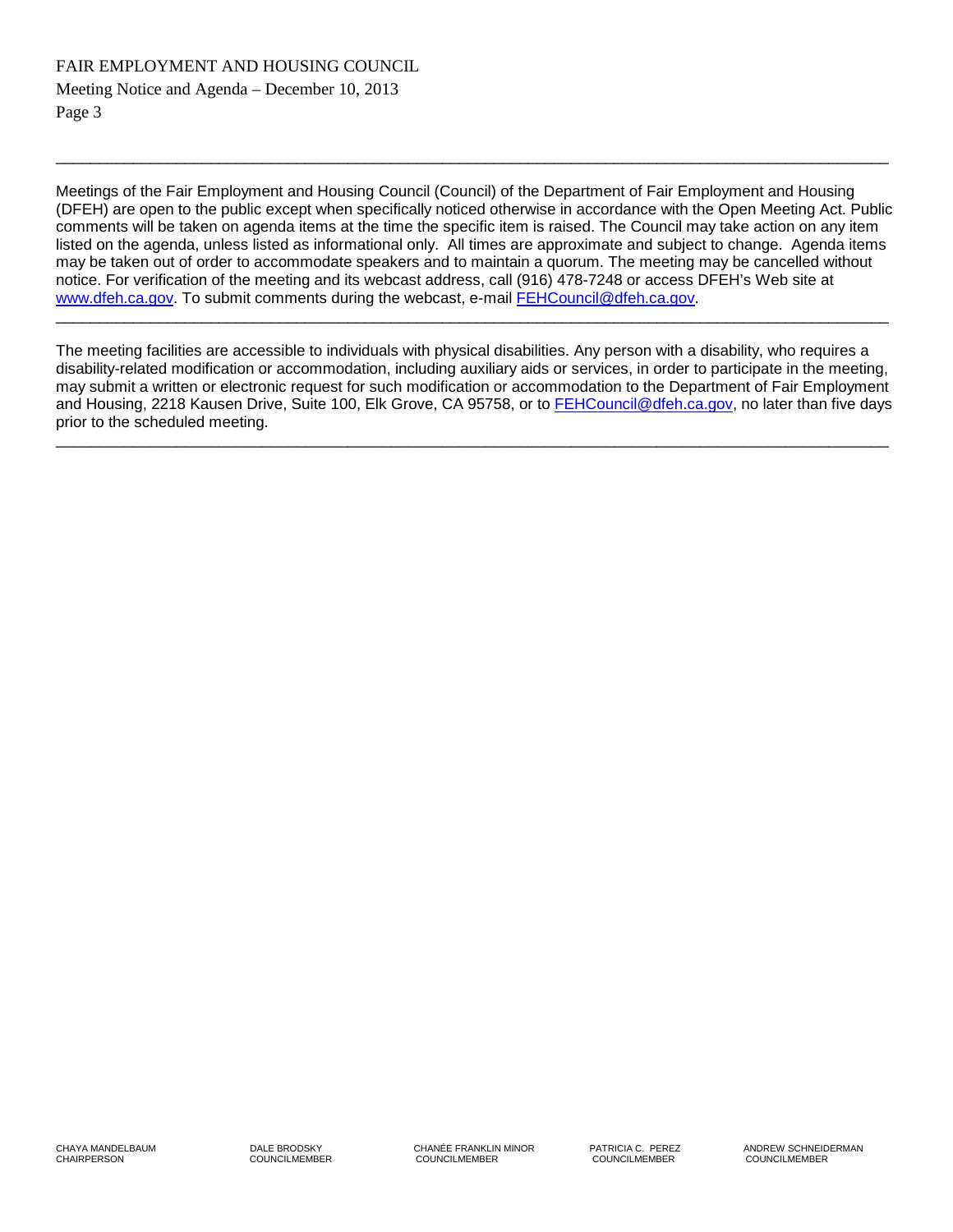Meetings of the Fair Employment and Housing Council (Council) of the Department of Fair Employment and Housing (DFEH) are open to the public except when specifically noticed otherwise in accordance with the Open Meeting Act. Public comments will be taken on agenda items at the time the specific item is raised. The Council may take action on any item listed on the agenda, unless listed as informational only. All times are approximate and subject to change. Agenda items may be taken out of order to accommodate speakers and to maintain a quorum. The meeting may be cancelled without notice. For verification of the meeting and its webcast address, call (916) 478-7248 or access DFEH's Web site at www.dfeh.ca.gov. To submit comments during the webcast, e-mail FEHCouncil@dfeh.ca.gov.

---

The meeting facilities are accessible to individuals with physical disabilities. Any person with a disability, who requires a disability-related modification or accommodation, including auxiliary aids or services, in order to participate in the meeting, may submit a written or electronic request for such modification or accommodation to the Department of Fair Employment and Housing, 2218 Kausen Drive, Suite 100, Elk Grove, CA 95758, or to FEHCouncil@dfeh.ca.gov, no later than five days prior to the scheduled meeting.

---